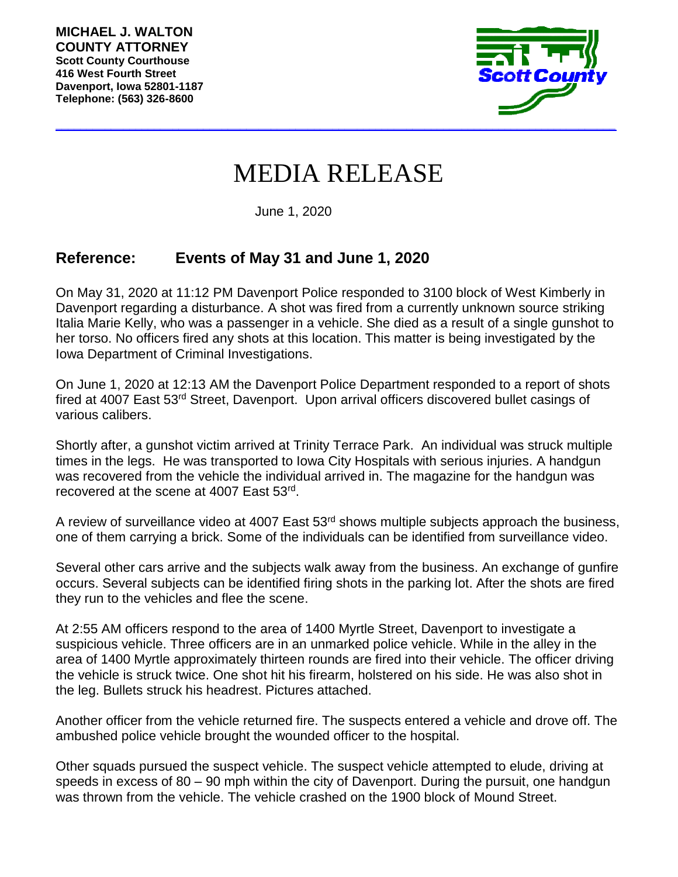**MICHAEL J. WALTON**
**COUNTY ATTORNEY**
**Scott County Courthouse**
**416 West Fourth Street**
**Davenport, Iowa 52801-1187**
**Telephone: (563) 326-8600**

Scott County

# MEDIA RELEASE

June 1, 2020

## Reference: Events of May 31 and June 1, 2020

On May 31, 2020 at 11:12 PM Davenport Police responded to 3100 block of West Kimberly in Davenport regarding a disturbance. A shot was fired from a currently unknown source striking Italia Marie Kelly, who was a passenger in a vehicle. She died as a result of a single gunshot to her torso. No officers fired any shots at this location. This matter is being investigated by the Iowa Department of Criminal Investigations.

On June 1, 2020 at 12:13 AM the Davenport Police Department responded to a report of shots fired at 4007 East 53rd Street, Davenport. Upon arrival officers discovered bullet casings of various calibers.

Shortly after, a gunshot victim arrived at Trinity Terrace Park. An individual was struck multiple times in the legs. He was transported to Iowa City Hospitals with serious injuries. A handgun was recovered from the vehicle the individual arrived in. The magazine for the handgun was recovered at the scene at 4007 East 53rd.

A review of surveillance video at 4007 East 53rd shows multiple subjects approach the business, one of them carrying a brick. Some of the individuals can be identified from surveillance video.

Several other cars arrive and the subjects walk away from the business. An exchange of gunfire occurs. Several subjects can be identified firing shots in the parking lot. After the shots are fired they run to the vehicles and flee the scene.

At 2:55 AM officers respond to the area of 1400 Myrtle Street, Davenport to investigate a suspicious vehicle. Three officers are in an unmarked police vehicle. While in the alley in the area of 1400 Myrtle approximately thirteen rounds are fired into their vehicle. The officer driving the vehicle is struck twice. One shot hit his firearm, holstered on his side. He was also shot in the leg. Bullets struck his headrest. Pictures attached.

Another officer from the vehicle returned fire. The suspects entered a vehicle and drove off. The ambushed police vehicle brought the wounded officer to the hospital.

Other squads pursued the suspect vehicle. The suspect vehicle attempted to elude, driving at speeds in excess of 80 – 90 mph within the city of Davenport. During the pursuit, one handgun was thrown from the vehicle. The vehicle crashed on the 1900 block of Mound Street.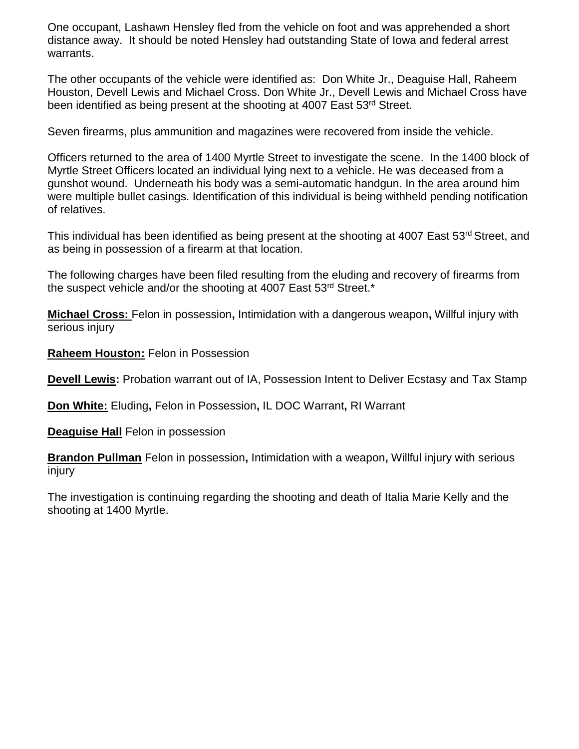One occupant, Lashawn Hensley fled from the vehicle on foot and was apprehended a short distance away. It should be noted Hensley had outstanding State of Iowa and federal arrest warrants.

The other occupants of the vehicle were identified as: Don White Jr., Deaguise Hall, Raheem Houston, Devell Lewis and Michael Cross. Don White Jr., Devell Lewis and Michael Cross have been identified as being present at the shooting at 4007 East 53rd Street.

Seven firearms, plus ammunition and magazines were recovered from inside the vehicle.

Officers returned to the area of 1400 Myrtle Street to investigate the scene. In the 1400 block of Myrtle Street Officers located an individual lying next to a vehicle. He was deceased from a gunshot wound. Underneath his body was a semi-automatic handgun. In the area around him were multiple bullet casings. Identification of this individual is being withheld pending notification of relatives.

This individual has been identified as being present at the shooting at 4007 East 53rd Street, and as being in possession of a firearm at that location.

The following charges have been filed resulting from the eluding and recovery of firearms from the suspect vehicle and/or the shooting at 4007 East 53rd Street.*

**Michael Cross:** Felon in possession**,** Intimidation with a dangerous weapon**,** Willful injury with serious injury

**Raheem Houston:** Felon in Possession

**Devell Lewis:** Probation warrant out of IA, Possession Intent to Deliver Ecstasy and Tax Stamp

**Don White:** Eluding**,** Felon in Possession**,** IL DOC Warrant**,** RI Warrant

**Deaguise Hall** Felon in possession

**Brandon Pullman** Felon in possession**,** Intimidation with a weapon**,** Willful injury with serious injury

The investigation is continuing regarding the shooting and death of Italia Marie Kelly and the shooting at 1400 Myrtle.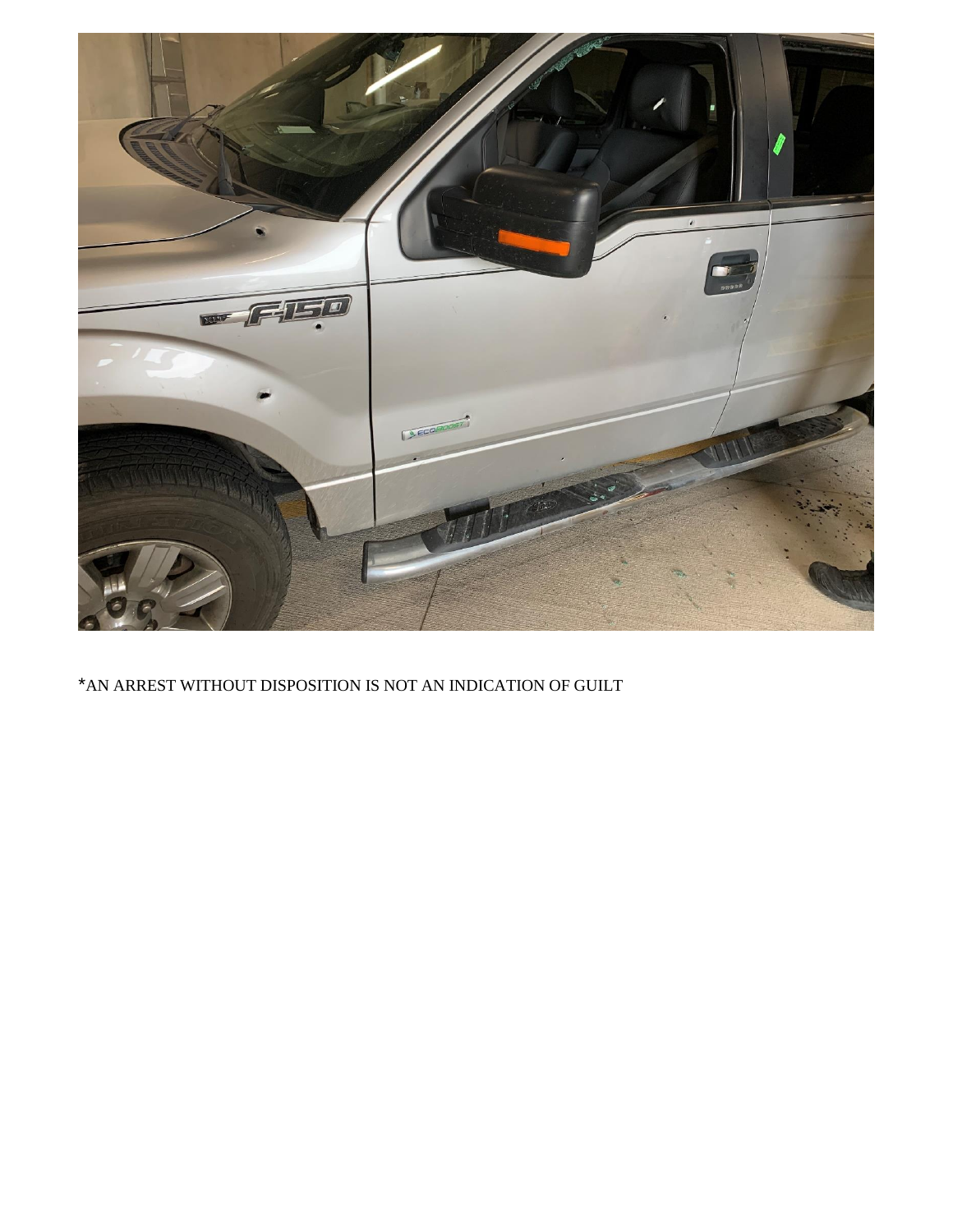*AN ARREST WITHOUT DISPOSITION IS NOT AN INDICATION OF GUILT